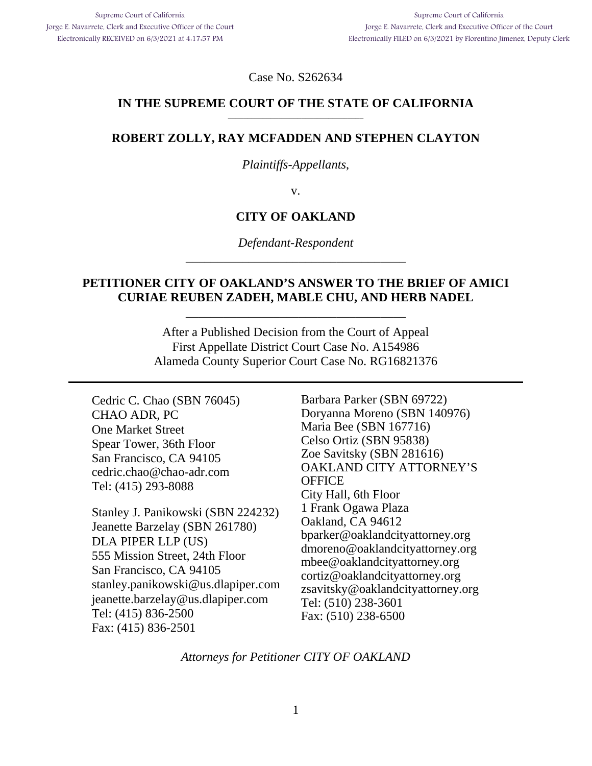Supreme Court of California
Jorge E. Navarrete, Clerk and Executive Officer of the Court
Electronically RECEIVED on 6/3/2021 at 4:17:57 PM

Supreme Court of California
Jorge E. Navarrete, Clerk and Executive Officer of the Court
Electronically FILED on 6/3/2021 by Florentino Jimenez, Deputy Clerk

Case No. S262634

**IN THE SUPREME COURT OF THE STATE OF CALIFORNIA**

---

**ROBERT ZOLLY, RAY MCFADDEN AND STEPHEN CLAYTON**

*Plaintiffs-Appellants*,

v.

**CITY OF OAKLAND**

*Defendant-Respondent*

---

**PETITIONER CITY OF OAKLAND'S ANSWER TO THE BRIEF OF AMICI CURIAE REUBEN ZADEH, MABLE CHU, AND HERB NADEL**

---

After a Published Decision from the Court of Appeal
First Appellate District Court Case No. A154986
Alameda County Superior Court Case No. RG16821376

---

Cedric C. Chao (SBN 76045)
CHAO ADR, PC
One Market Street
Spear Tower, 36th Floor
San Francisco, CA 94105
cedric.chao@chao-adr.com
Tel: (415) 293-8088

Stanley J. Panikowski (SBN 224232)
Jeanette Barzelay (SBN 261780)
DLA PIPER LLP (US)
555 Mission Street, 24th Floor
San Francisco, CA 94105
stanley.panikowski@us.dlapiper.com
jeanette.barzelay@us.dlapiper.com
Tel: (415) 836-2500
Fax: (415) 836-2501

Barbara Parker (SBN 69722)
Doryanna Moreno (SBN 140976)
Maria Bee (SBN 167716)
Celso Ortiz (SBN 95838)
Zoe Savitsky (SBN 281616)
OAKLAND CITY ATTORNEY'S OFFICE
City Hall, 6th Floor
1 Frank Ogawa Plaza
Oakland, CA 94612
bparker@oaklandcityattorney.org
dmoreno@oaklandcityattorney.org
mbee@oaklandcityattorney.org
cortiz@oaklandcityattorney.org
zsavitsky@oaklandcityattorney.org
Tel: (510) 238-3601
Fax: (510) 238-6500

*Attorneys for Petitioner CITY OF OAKLAND*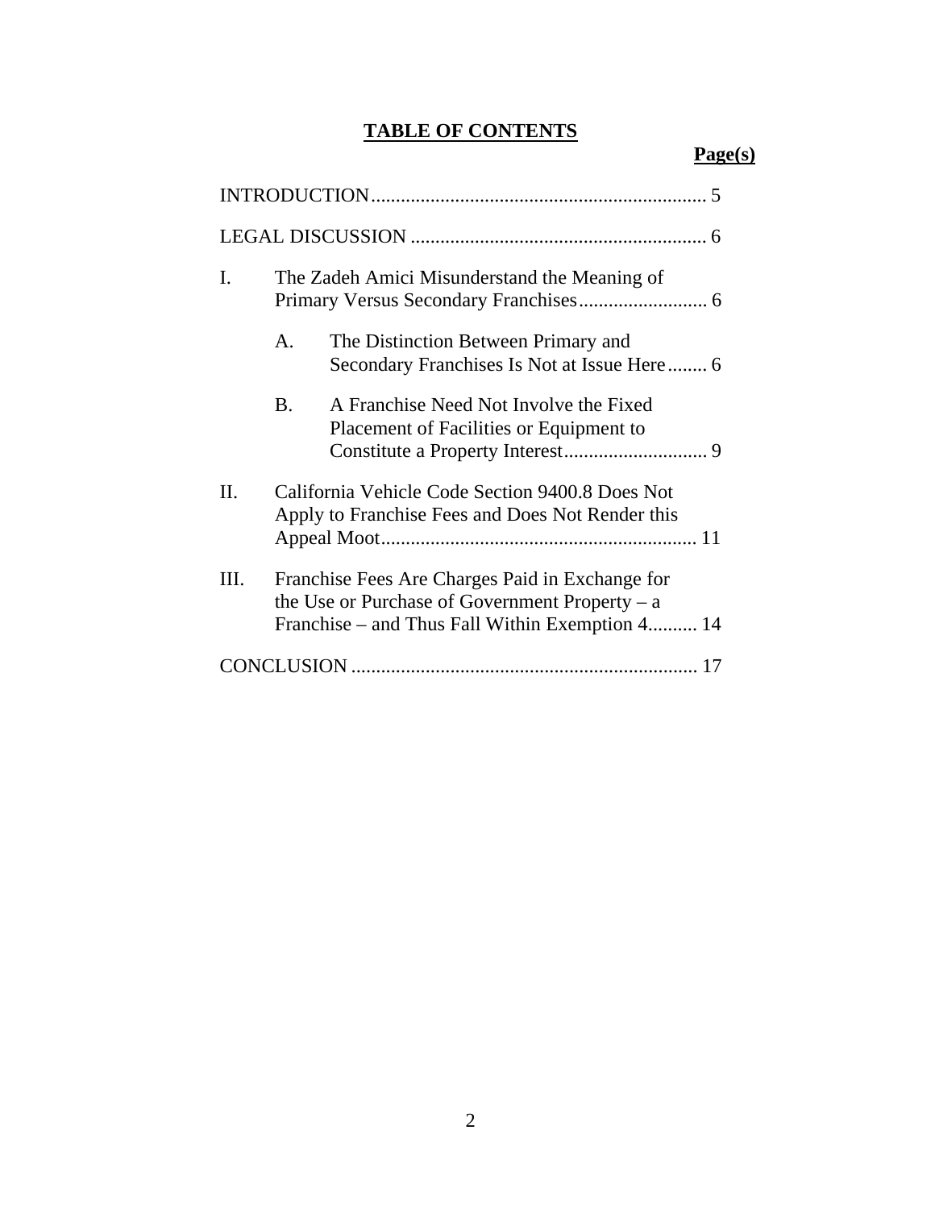# TABLE OF CONTENTS

**Page(s)**

INTRODUCTION .................................................................... 5

LEGAL DISCUSSION ............................................................ 6

I. The Zadeh Amici Misunderstand the Meaning of Primary Versus Secondary Franchises .......................... 6

   A. The Distinction Between Primary and Secondary Franchises Is Not at Issue Here ........ 6

   B. A Franchise Need Not Involve the Fixed Placement of Facilities or Equipment to Constitute a Property Interest ............................. 9

II. California Vehicle Code Section 9400.8 Does Not Apply to Franchise Fees and Does Not Render this Appeal Moot ................................................................ 11

III. Franchise Fees Are Charges Paid in Exchange for the Use or Purchase of Government Property – a Franchise – and Thus Fall Within Exemption 4.......... 14

CONCLUSION ...................................................................... 17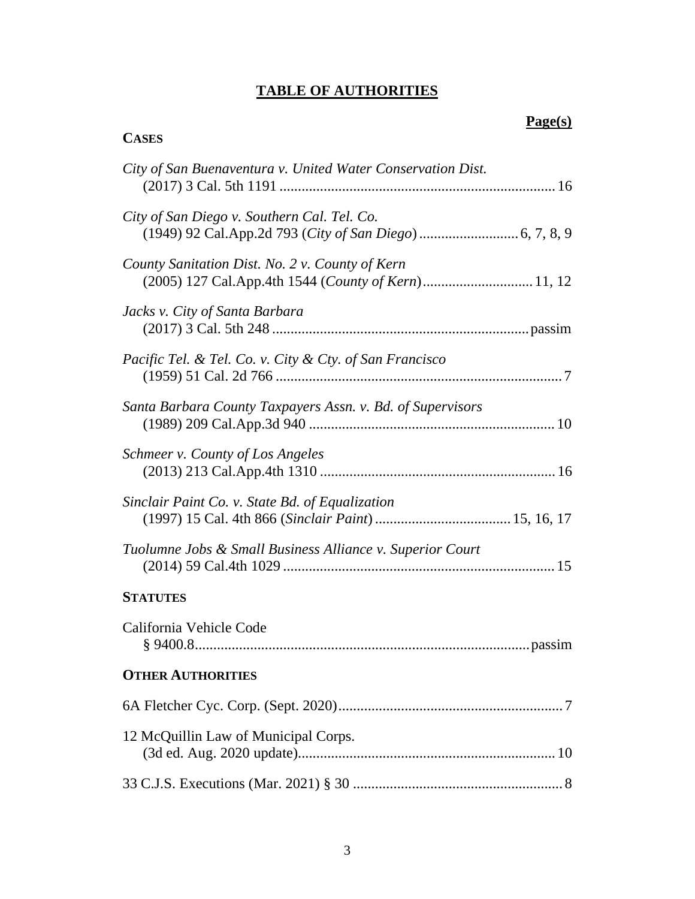# TABLE OF AUTHORITIES

**Page(s)**

**CASES**

*City of San Buenaventura v. United Water Conservation Dist.*
(2017) 3 Cal. 5th 1191 .......................................................................... 16

*City of San Diego v. Southern Cal. Tel. Co.*
(1949) 92 Cal.App.2d 793 (*City of San Diego*) .......................... 6, 7, 8, 9

*County Sanitation Dist. No. 2 v. County of Kern*
(2005) 127 Cal.App.4th 1544 (*County of Kern*) ............................. 11, 12

*Jacks v. City of Santa Barbara*
(2017) 3 Cal. 5th 248 ..................................................................... passim

*Pacific Tel. & Tel. Co. v. City & Cty. of San Francisco*
(1959) 51 Cal. 2d 766 ............................................................................. 7

*Santa Barbara County Taxpayers Assn. v. Bd. of Supervisors*
(1989) 209 Cal.App.3d 940 .................................................................. 10

*Schmeer v. County of Los Angeles*
(2013) 213 Cal.App.4th 1310 ............................................................... 16

*Sinclair Paint Co. v. State Bd. of Equalization*
(1997) 15 Cal. 4th 866 (*Sinclair Paint*) .................................... 15, 16, 17

*Tuolumne Jobs & Small Business Alliance v. Superior Court*
(2014) 59 Cal.4th 1029 ......................................................................... 15

**STATUTES**

California Vehicle Code
§ 9400.8.......................................................................................... passim

**OTHER AUTHORITIES**

6A Fletcher Cyc. Corp. (Sept. 2020)............................................................ 7

12 McQuillin Law of Municipal Corps.
(3d ed. Aug. 2020 update)..................................................................... 10

33 C.J.S. Executions (Mar. 2021) § 30 ........................................................ 8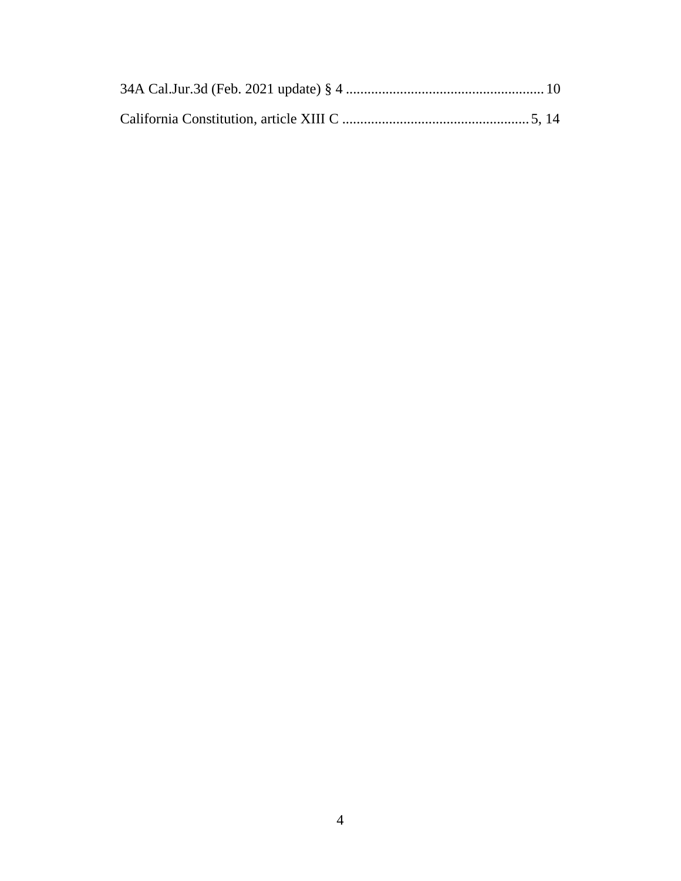34A Cal.Jur.3d (Feb. 2021 update) § 4 ....................................................... 10

California Constitution, article XIII C .................................................... 5, 14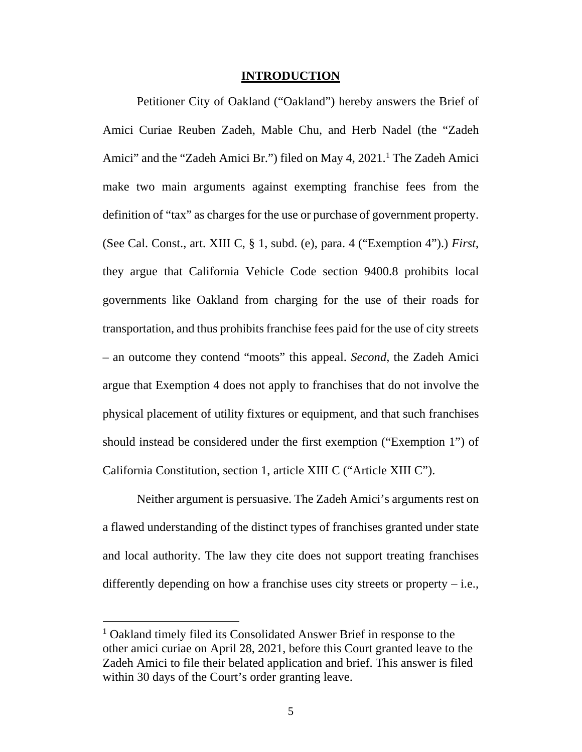## INTRODUCTION

Petitioner City of Oakland ("Oakland") hereby answers the Brief of Amici Curiae Reuben Zadeh, Mable Chu, and Herb Nadel (the "Zadeh Amici" and the "Zadeh Amici Br.") filed on May 4, 2021.[1] The Zadeh Amici make two main arguments against exempting franchise fees from the definition of "tax" as charges for the use or purchase of government property. (See Cal. Const., art. XIII C, § 1, subd. (e), para. 4 ("Exemption 4").) *First*, they argue that California Vehicle Code section 9400.8 prohibits local governments like Oakland from charging for the use of their roads for transportation, and thus prohibits franchise fees paid for the use of city streets – an outcome they contend "moots" this appeal. *Second*, the Zadeh Amici argue that Exemption 4 does not apply to franchises that do not involve the physical placement of utility fixtures or equipment, and that such franchises should instead be considered under the first exemption ("Exemption 1") of California Constitution, section 1, article XIII C ("Article XIII C").

Neither argument is persuasive. The Zadeh Amici's arguments rest on a flawed understanding of the distinct types of franchises granted under state and local authority. The law they cite does not support treating franchises differently depending on how a franchise uses city streets or property – i.e.,

[1] Oakland timely filed its Consolidated Answer Brief in response to the other amici curiae on April 28, 2021, before this Court granted leave to the Zadeh Amici to file their belated application and brief. This answer is filed within 30 days of the Court's order granting leave.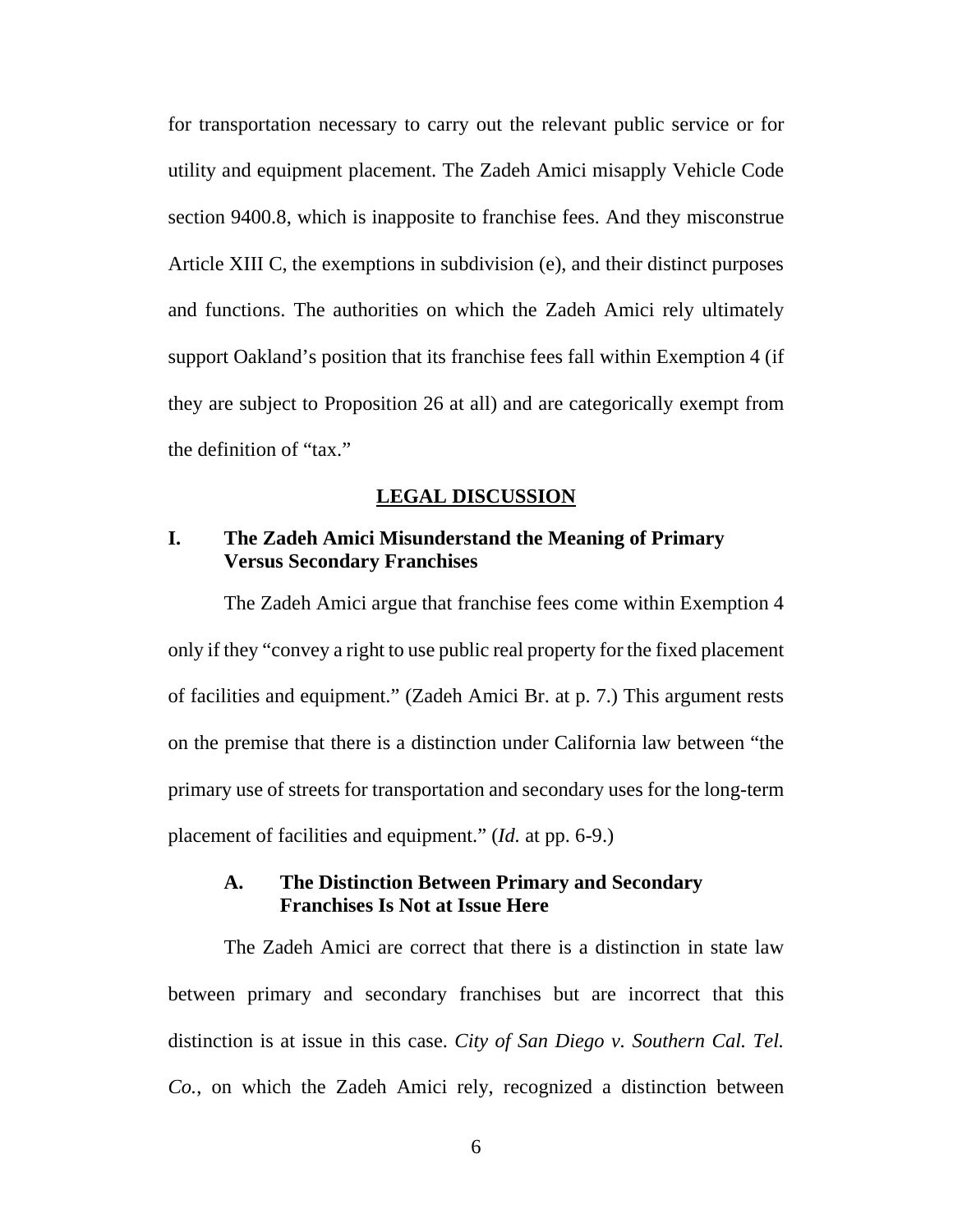for transportation necessary to carry out the relevant public service or for utility and equipment placement. The Zadeh Amici misapply Vehicle Code section 9400.8, which is inapposite to franchise fees. And they misconstrue Article XIII C, the exemptions in subdivision (e), and their distinct purposes and functions. The authorities on which the Zadeh Amici rely ultimately support Oakland's position that its franchise fees fall within Exemption 4 (if they are subject to Proposition 26 at all) and are categorically exempt from the definition of "tax."

## LEGAL DISCUSSION

### I. The Zadeh Amici Misunderstand the Meaning of Primary Versus Secondary Franchises

The Zadeh Amici argue that franchise fees come within Exemption 4 only if they "convey a right to use public real property for the fixed placement of facilities and equipment." (Zadeh Amici Br. at p. 7.) This argument rests on the premise that there is a distinction under California law between "the primary use of streets for transportation and secondary uses for the long-term placement of facilities and equipment." (*Id.* at pp. 6-9.)

#### A. The Distinction Between Primary and Secondary Franchises Is Not at Issue Here

The Zadeh Amici are correct that there is a distinction in state law between primary and secondary franchises but are incorrect that this distinction is at issue in this case. *City of San Diego v. Southern Cal. Tel. Co.*, on which the Zadeh Amici rely, recognized a distinction between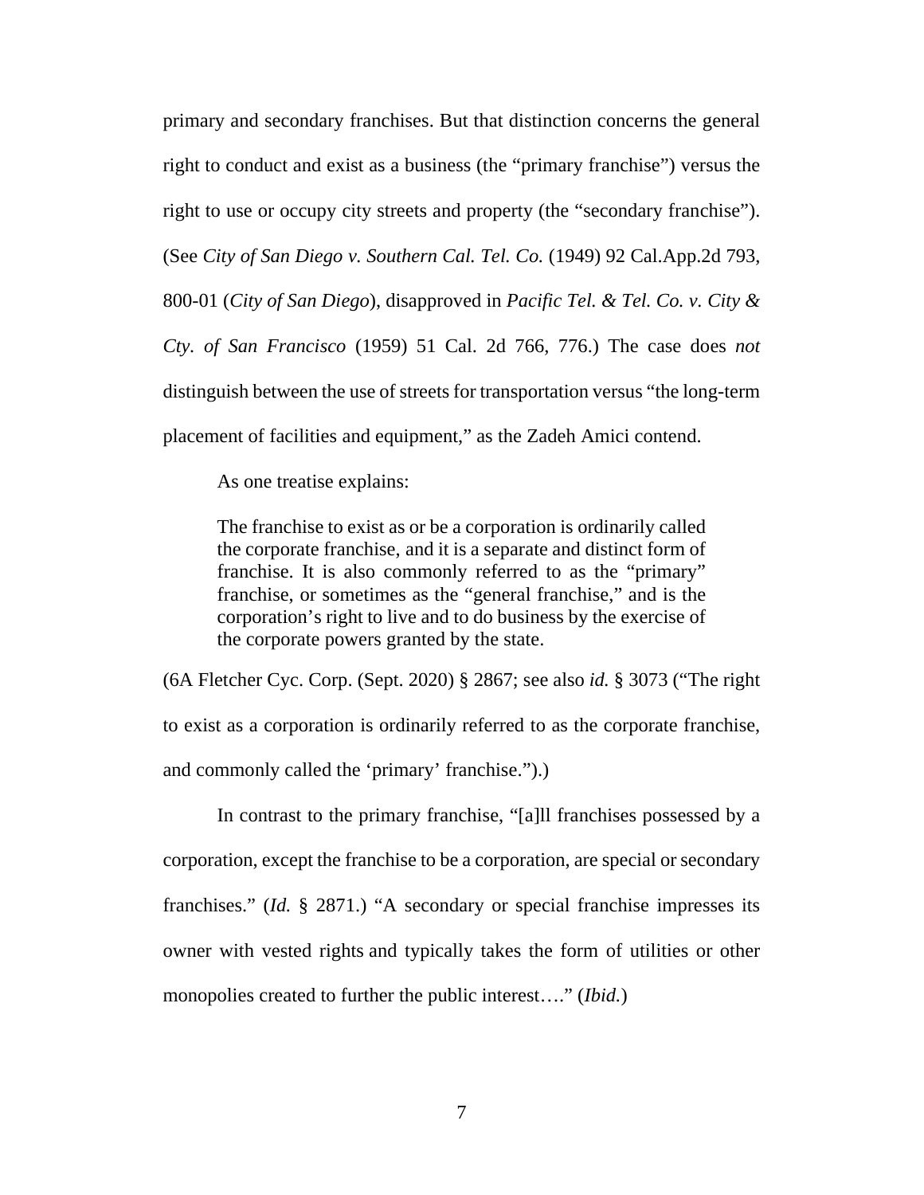primary and secondary franchises. But that distinction concerns the general right to conduct and exist as a business (the "primary franchise") versus the right to use or occupy city streets and property (the "secondary franchise"). (See *City of San Diego v. Southern Cal. Tel. Co.* (1949) 92 Cal.App.2d 793, 800-01 (*City of San Diego*), disapproved in *Pacific Tel. & Tel. Co. v. City & Cty. of San Francisco* (1959) 51 Cal. 2d 766, 776.) The case does *not* distinguish between the use of streets for transportation versus "the long-term placement of facilities and equipment," as the Zadeh Amici contend.

As one treatise explains:

> The franchise to exist as or be a corporation is ordinarily called the corporate franchise, and it is a separate and distinct form of franchise. It is also commonly referred to as the "primary" franchise, or sometimes as the "general franchise," and is the corporation's right to live and to do business by the exercise of the corporate powers granted by the state.

(6A Fletcher Cyc. Corp. (Sept. 2020) § 2867; see also *id.* § 3073 ("The right to exist as a corporation is ordinarily referred to as the corporate franchise, and commonly called the 'primary' franchise.").)

In contrast to the primary franchise, "[a]ll franchises possessed by a corporation, except the franchise to be a corporation, are special or secondary franchises." (*Id.* § 2871.) "A secondary or special franchise impresses its owner with vested rights and typically takes the form of utilities or other monopolies created to further the public interest…." (*Ibid.*)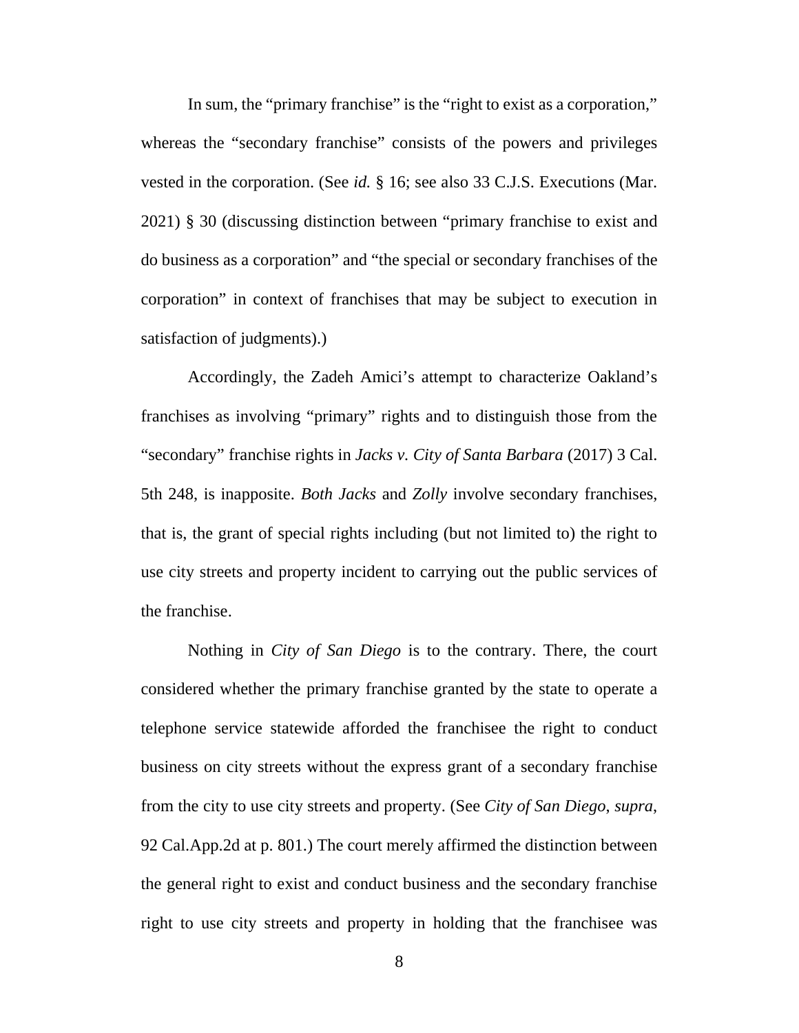In sum, the "primary franchise" is the "right to exist as a corporation," whereas the "secondary franchise" consists of the powers and privileges vested in the corporation. (See *id.* § 16; see also 33 C.J.S. Executions (Mar. 2021) § 30 (discussing distinction between "primary franchise to exist and do business as a corporation" and "the special or secondary franchises of the corporation" in context of franchises that may be subject to execution in satisfaction of judgments).)

Accordingly, the Zadeh Amici's attempt to characterize Oakland's franchises as involving "primary" rights and to distinguish those from the "secondary" franchise rights in *Jacks v. City of Santa Barbara* (2017) 3 Cal. 5th 248, is inapposite. *Both Jacks* and *Zolly* involve secondary franchises, that is, the grant of special rights including (but not limited to) the right to use city streets and property incident to carrying out the public services of the franchise.

Nothing in *City of San Diego* is to the contrary. There, the court considered whether the primary franchise granted by the state to operate a telephone service statewide afforded the franchisee the right to conduct business on city streets without the express grant of a secondary franchise from the city to use city streets and property. (See *City of San Diego*, *supra*, 92 Cal.App.2d at p. 801.) The court merely affirmed the distinction between the general right to exist and conduct business and the secondary franchise right to use city streets and property in holding that the franchisee was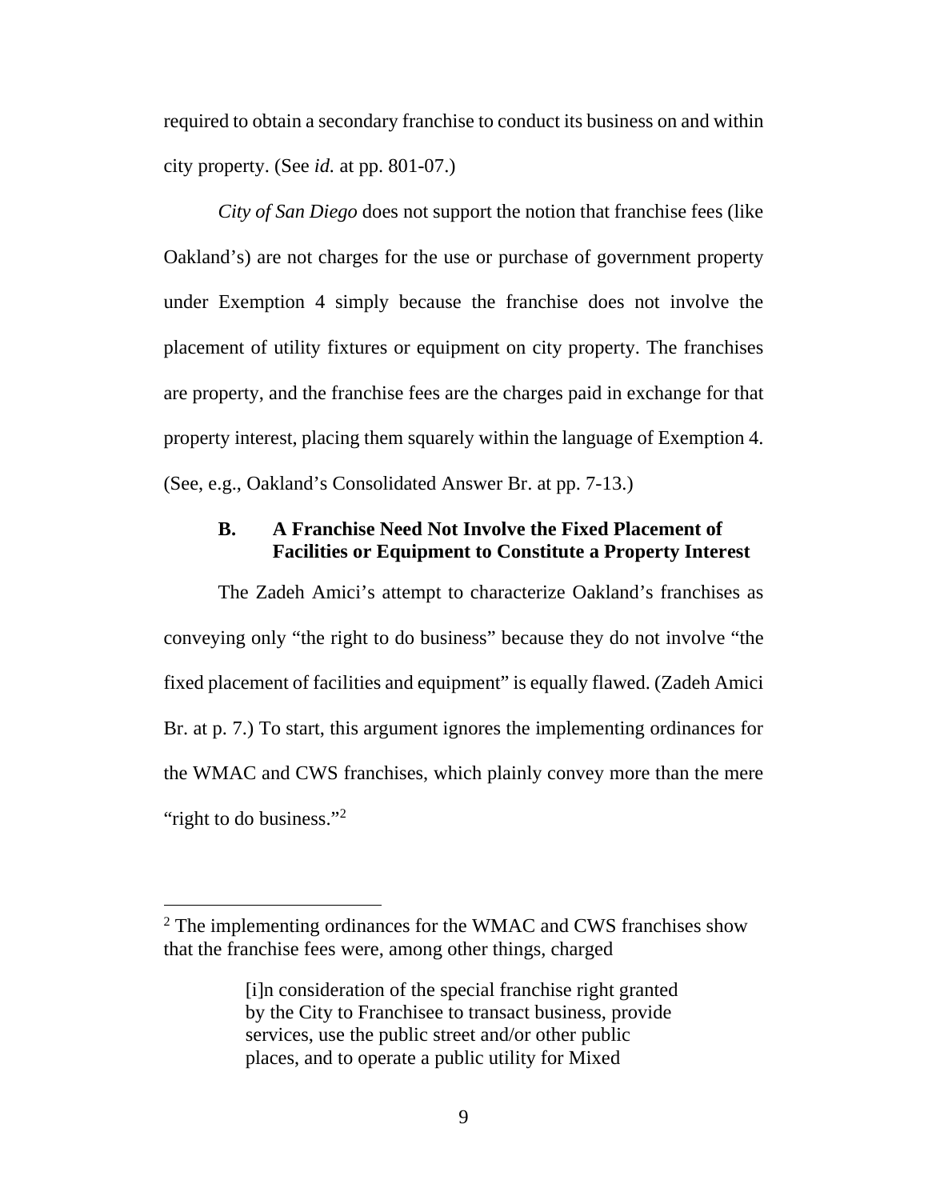required to obtain a secondary franchise to conduct its business on and within city property. (See *id.* at pp. 801-07.)

*City of San Diego* does not support the notion that franchise fees (like Oakland's) are not charges for the use or purchase of government property under Exemption 4 simply because the franchise does not involve the placement of utility fixtures or equipment on city property. The franchises are property, and the franchise fees are the charges paid in exchange for that property interest, placing them squarely within the language of Exemption 4. (See, e.g., Oakland's Consolidated Answer Br. at pp. 7-13.)

### B. A Franchise Need Not Involve the Fixed Placement of Facilities or Equipment to Constitute a Property Interest

The Zadeh Amici's attempt to characterize Oakland's franchises as conveying only "the right to do business" because they do not involve "the fixed placement of facilities and equipment" is equally flawed. (Zadeh Amici Br. at p. 7.) To start, this argument ignores the implementing ordinances for the WMAC and CWS franchises, which plainly convey more than the mere "right to do business."[2]

---

[2] The implementing ordinances for the WMAC and CWS franchises show that the franchise fees were, among other things, charged

> [i]n consideration of the special franchise right granted by the City to Franchisee to transact business, provide services, use the public street and/or other public places, and to operate a public utility for Mixed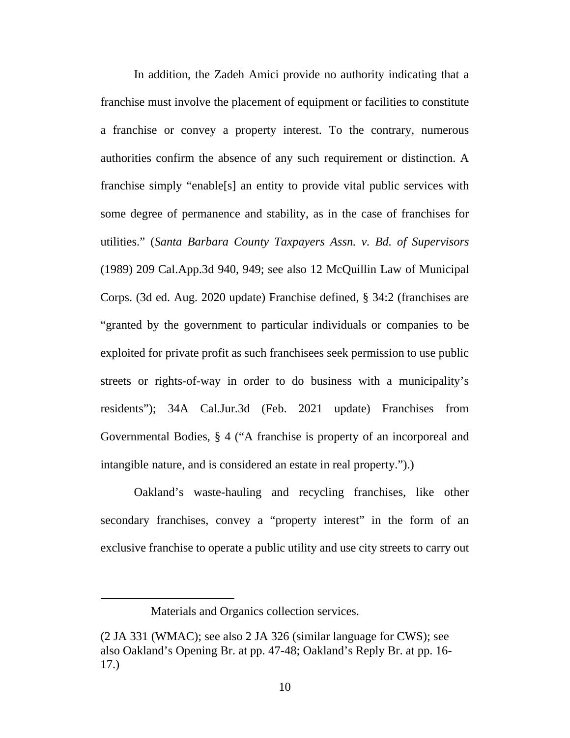In addition, the Zadeh Amici provide no authority indicating that a franchise must involve the placement of equipment or facilities to constitute a franchise or convey a property interest. To the contrary, numerous authorities confirm the absence of any such requirement or distinction. A franchise simply "enable[s] an entity to provide vital public services with some degree of permanence and stability, as in the case of franchises for utilities." (*Santa Barbara County Taxpayers Assn. v. Bd. of Supervisors* (1989) 209 Cal.App.3d 940, 949; see also 12 McQuillin Law of Municipal Corps. (3d ed. Aug. 2020 update) Franchise defined, § 34:2 (franchises are "granted by the government to particular individuals or companies to be exploited for private profit as such franchisees seek permission to use public streets or rights-of-way in order to do business with a municipality's residents"); 34A Cal.Jur.3d (Feb. 2021 update) Franchises from Governmental Bodies, § 4 ("A franchise is property of an incorporeal and intangible nature, and is considered an estate in real property.").)

Oakland's waste-hauling and recycling franchises, like other secondary franchises, convey a "property interest" in the form of an exclusive franchise to operate a public utility and use city streets to carry out

---

Materials and Organics collection services.

(2 JA 331 (WMAC); see also 2 JA 326 (similar language for CWS); see also Oakland's Opening Br. at pp. 47-48; Oakland's Reply Br. at pp. 16-17.)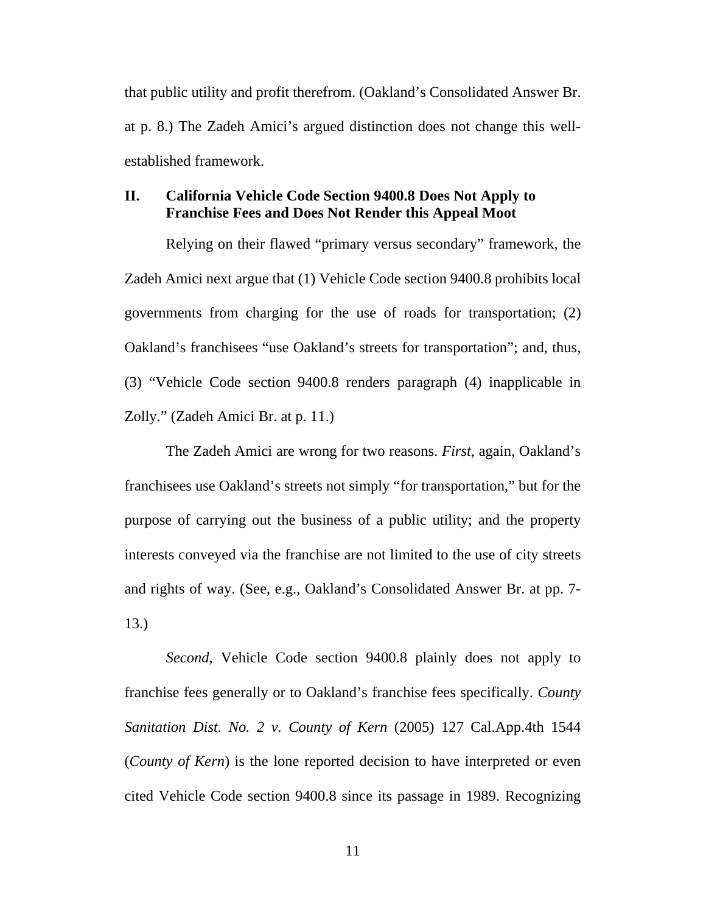that public utility and profit therefrom. (Oakland's Consolidated Answer Br. at p. 8.) The Zadeh Amici's argued distinction does not change this well-established framework.

## II. California Vehicle Code Section 9400.8 Does Not Apply to Franchise Fees and Does Not Render this Appeal Moot

Relying on their flawed "primary versus secondary" framework, the Zadeh Amici next argue that (1) Vehicle Code section 9400.8 prohibits local governments from charging for the use of roads for transportation; (2) Oakland's franchisees "use Oakland's streets for transportation"; and, thus, (3) "Vehicle Code section 9400.8 renders paragraph (4) inapplicable in Zolly." (Zadeh Amici Br. at p. 11.)

The Zadeh Amici are wrong for two reasons. *First*, again, Oakland's franchisees use Oakland's streets not simply "for transportation," but for the purpose of carrying out the business of a public utility; and the property interests conveyed via the franchise are not limited to the use of city streets and rights of way. (See, e.g., Oakland's Consolidated Answer Br. at pp. 7-13.)

*Second*, Vehicle Code section 9400.8 plainly does not apply to franchise fees generally or to Oakland's franchise fees specifically. *County Sanitation Dist. No. 2 v. County of Kern* (2005) 127 Cal.App.4th 1544 (*County of Kern*) is the lone reported decision to have interpreted or even cited Vehicle Code section 9400.8 since its passage in 1989. Recognizing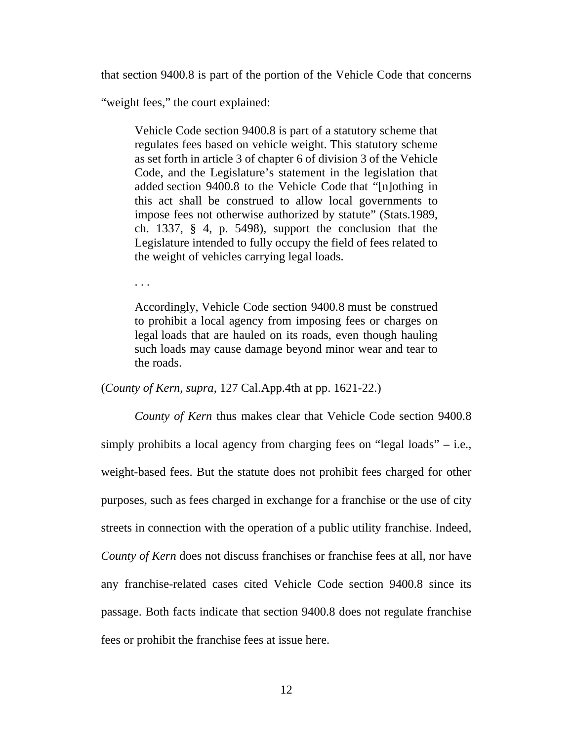that section 9400.8 is part of the portion of the Vehicle Code that concerns "weight fees," the court explained:

> Vehicle Code section 9400.8 is part of a statutory scheme that regulates fees based on vehicle weight. This statutory scheme as set forth in article 3 of chapter 6 of division 3 of the Vehicle Code, and the Legislature's statement in the legislation that added section 9400.8 to the Vehicle Code that "[n]othing in this act shall be construed to allow local governments to impose fees not otherwise authorized by statute" (Stats.1989, ch. 1337, § 4, p. 5498), support the conclusion that the Legislature intended to fully occupy the field of fees related to the weight of vehicles carrying legal loads.
>
> . . .
>
> Accordingly, Vehicle Code section 9400.8 must be construed to prohibit a local agency from imposing fees or charges on legal loads that are hauled on its roads, even though hauling such loads may cause damage beyond minor wear and tear to the roads.

(*County of Kern*, *supra*, 127 Cal.App.4th at pp. 1621-22.)

*County of Kern* thus makes clear that Vehicle Code section 9400.8 simply prohibits a local agency from charging fees on "legal loads" – i.e., weight-based fees. But the statute does not prohibit fees charged for other purposes, such as fees charged in exchange for a franchise or the use of city streets in connection with the operation of a public utility franchise. Indeed, *County of Kern* does not discuss franchises or franchise fees at all, nor have any franchise-related cases cited Vehicle Code section 9400.8 since its passage. Both facts indicate that section 9400.8 does not regulate franchise fees or prohibit the franchise fees at issue here.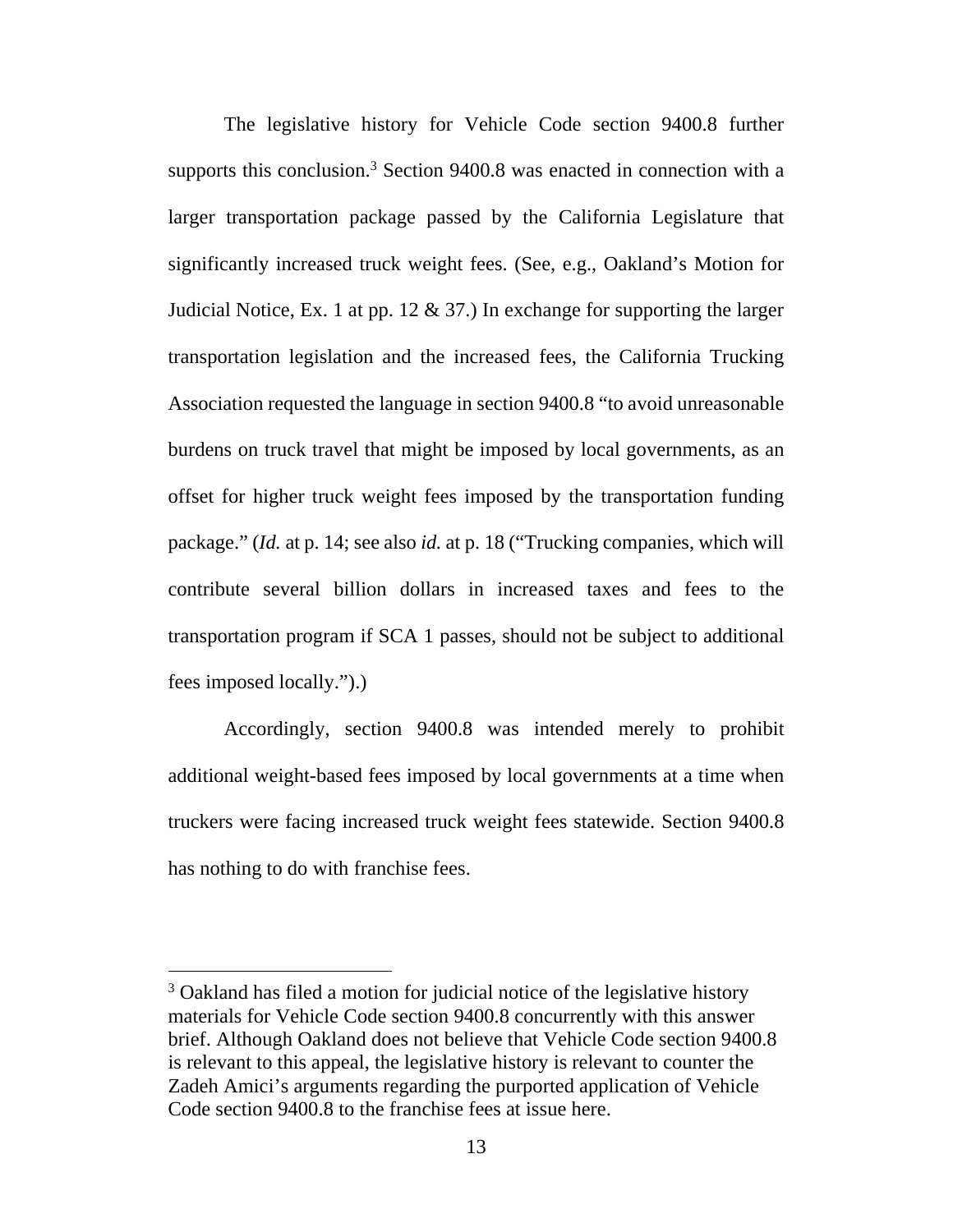The legislative history for Vehicle Code section 9400.8 further supports this conclusion.[3] Section 9400.8 was enacted in connection with a larger transportation package passed by the California Legislature that significantly increased truck weight fees. (See, e.g., Oakland's Motion for Judicial Notice, Ex. 1 at pp. 12 & 37.) In exchange for supporting the larger transportation legislation and the increased fees, the California Trucking Association requested the language in section 9400.8 "to avoid unreasonable burdens on truck travel that might be imposed by local governments, as an offset for higher truck weight fees imposed by the transportation funding package." (*Id.* at p. 14; see also *id.* at p. 18 ("Trucking companies, which will contribute several billion dollars in increased taxes and fees to the transportation program if SCA 1 passes, should not be subject to additional fees imposed locally.").)

Accordingly, section 9400.8 was intended merely to prohibit additional weight-based fees imposed by local governments at a time when truckers were facing increased truck weight fees statewide. Section 9400.8 has nothing to do with franchise fees.

---

[3] Oakland has filed a motion for judicial notice of the legislative history materials for Vehicle Code section 9400.8 concurrently with this answer brief. Although Oakland does not believe that Vehicle Code section 9400.8 is relevant to this appeal, the legislative history is relevant to counter the Zadeh Amici's arguments regarding the purported application of Vehicle Code section 9400.8 to the franchise fees at issue here.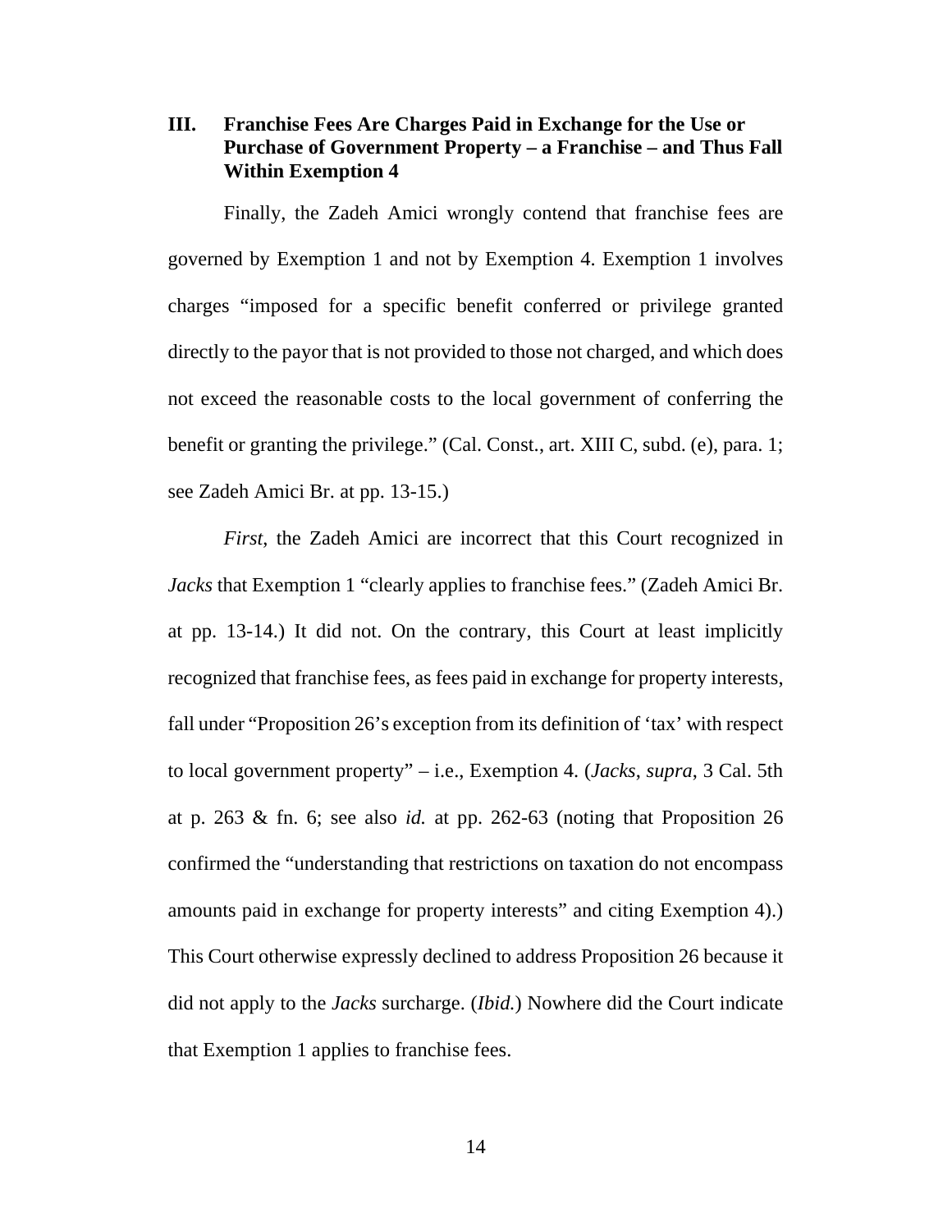## III. Franchise Fees Are Charges Paid in Exchange for the Use or Purchase of Government Property – a Franchise – and Thus Fall Within Exemption 4

Finally, the Zadeh Amici wrongly contend that franchise fees are governed by Exemption 1 and not by Exemption 4. Exemption 1 involves charges "imposed for a specific benefit conferred or privilege granted directly to the payor that is not provided to those not charged, and which does not exceed the reasonable costs to the local government of conferring the benefit or granting the privilege." (Cal. Const., art. XIII C, subd. (e), para. 1; see Zadeh Amici Br. at pp. 13-15.)

*First*, the Zadeh Amici are incorrect that this Court recognized in *Jacks* that Exemption 1 "clearly applies to franchise fees." (Zadeh Amici Br. at pp. 13-14.) It did not. On the contrary, this Court at least implicitly recognized that franchise fees, as fees paid in exchange for property interests, fall under "Proposition 26's exception from its definition of 'tax' with respect to local government property" – i.e., Exemption 4. (*Jacks*, *supra*, 3 Cal. 5th at p. 263 & fn. 6; see also *id.* at pp. 262-63 (noting that Proposition 26 confirmed the "understanding that restrictions on taxation do not encompass amounts paid in exchange for property interests" and citing Exemption 4).) This Court otherwise expressly declined to address Proposition 26 because it did not apply to the *Jacks* surcharge. (*Ibid.*) Nowhere did the Court indicate that Exemption 1 applies to franchise fees.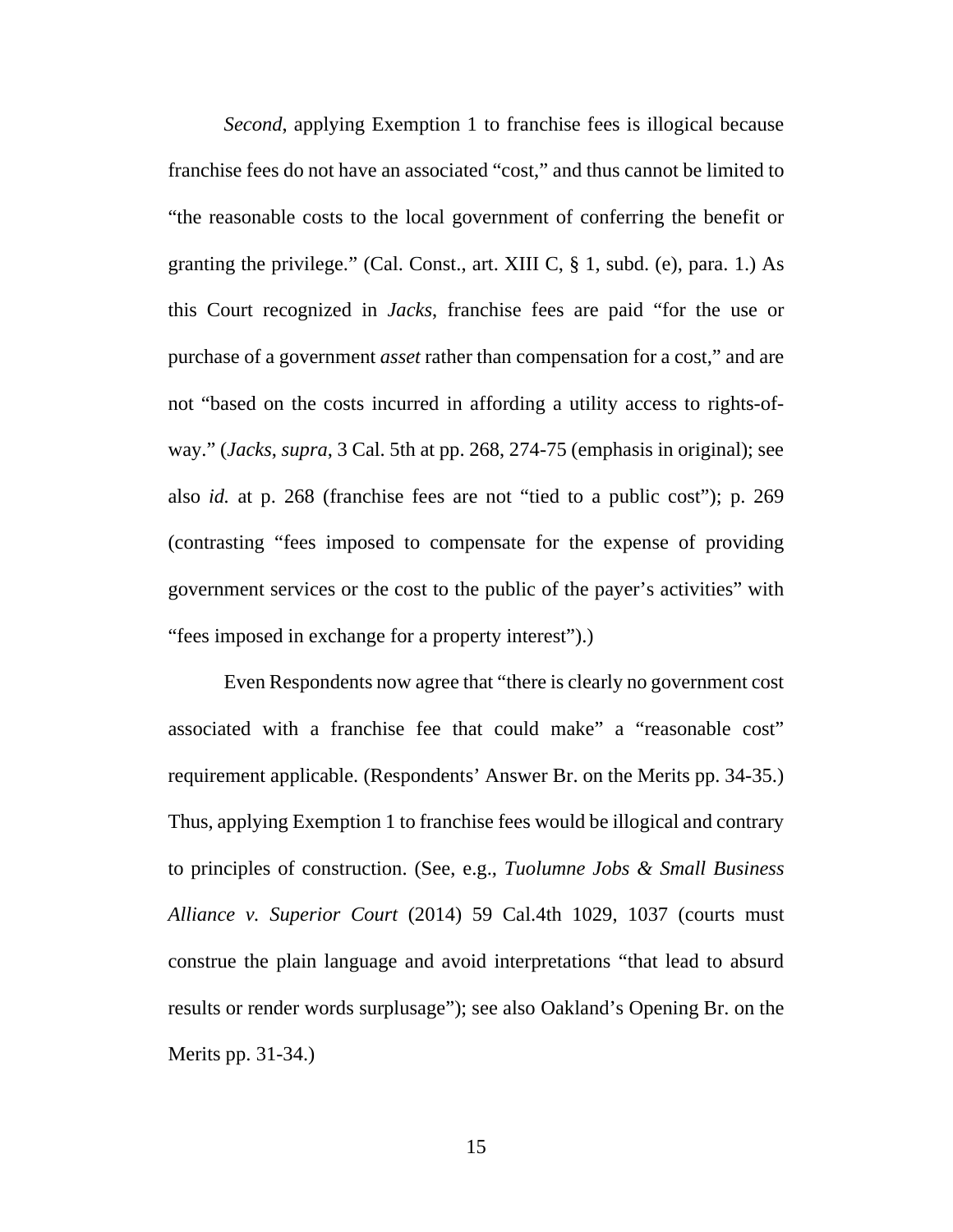*Second*, applying Exemption 1 to franchise fees is illogical because franchise fees do not have an associated "cost," and thus cannot be limited to "the reasonable costs to the local government of conferring the benefit or granting the privilege." (Cal. Const., art. XIII C, § 1, subd. (e), para. 1.) As this Court recognized in *Jacks*, franchise fees are paid "for the use or purchase of a government *asset* rather than compensation for a cost," and are not "based on the costs incurred in affording a utility access to rights-of-way." (*Jacks*, *supra*, 3 Cal. 5th at pp. 268, 274-75 (emphasis in original); see also *id.* at p. 268 (franchise fees are not "tied to a public cost"); p. 269 (contrasting "fees imposed to compensate for the expense of providing government services or the cost to the public of the payer's activities" with "fees imposed in exchange for a property interest").)

Even Respondents now agree that "there is clearly no government cost associated with a franchise fee that could make" a "reasonable cost" requirement applicable. (Respondents' Answer Br. on the Merits pp. 34-35.) Thus, applying Exemption 1 to franchise fees would be illogical and contrary to principles of construction. (See, e.g., *Tuolumne Jobs & Small Business Alliance v. Superior Court* (2014) 59 Cal.4th 1029, 1037 (courts must construe the plain language and avoid interpretations "that lead to absurd results or render words surplusage"); see also Oakland's Opening Br. on the Merits pp. 31-34.)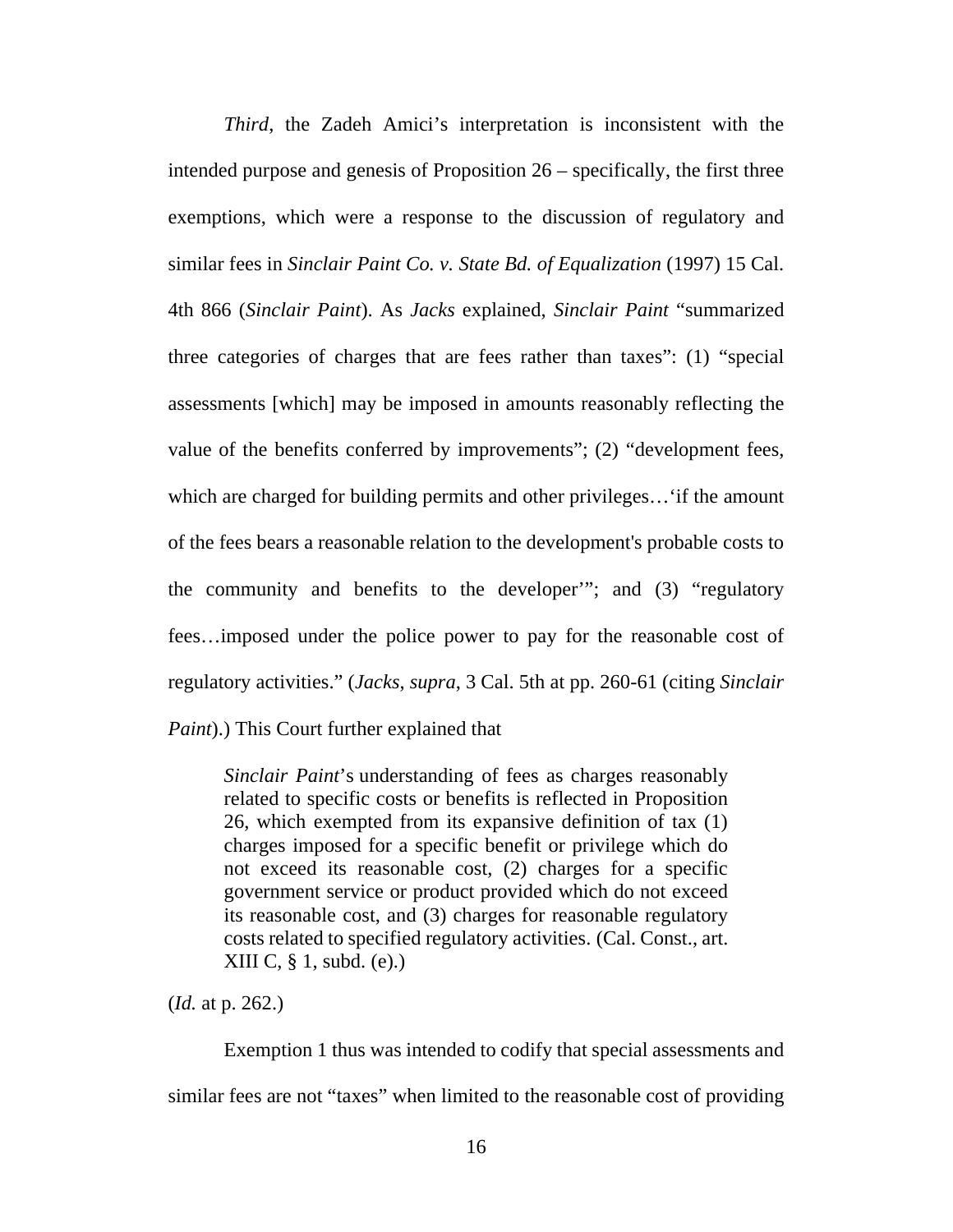*Third*, the Zadeh Amici's interpretation is inconsistent with the intended purpose and genesis of Proposition 26 – specifically, the first three exemptions, which were a response to the discussion of regulatory and similar fees in *Sinclair Paint Co. v. State Bd. of Equalization* (1997) 15 Cal. 4th 866 (*Sinclair Paint*). As *Jacks* explained, *Sinclair Paint* "summarized three categories of charges that are fees rather than taxes": (1) "special assessments [which] may be imposed in amounts reasonably reflecting the value of the benefits conferred by improvements"; (2) "development fees, which are charged for building permits and other privileges…'if the amount of the fees bears a reasonable relation to the development's probable costs to the community and benefits to the developer'"; and (3) "regulatory fees…imposed under the police power to pay for the reasonable cost of regulatory activities." (*Jacks, supra*, 3 Cal. 5th at pp. 260-61 (citing *Sinclair Paint*).) This Court further explained that

> *Sinclair Paint*'s understanding of fees as charges reasonably related to specific costs or benefits is reflected in Proposition 26, which exempted from its expansive definition of tax (1) charges imposed for a specific benefit or privilege which do not exceed its reasonable cost, (2) charges for a specific government service or product provided which do not exceed its reasonable cost, and (3) charges for reasonable regulatory costs related to specified regulatory activities. (Cal. Const., art. XIII C, § 1, subd. (e).)

(*Id.* at p. 262.)

Exemption 1 thus was intended to codify that special assessments and similar fees are not "taxes" when limited to the reasonable cost of providing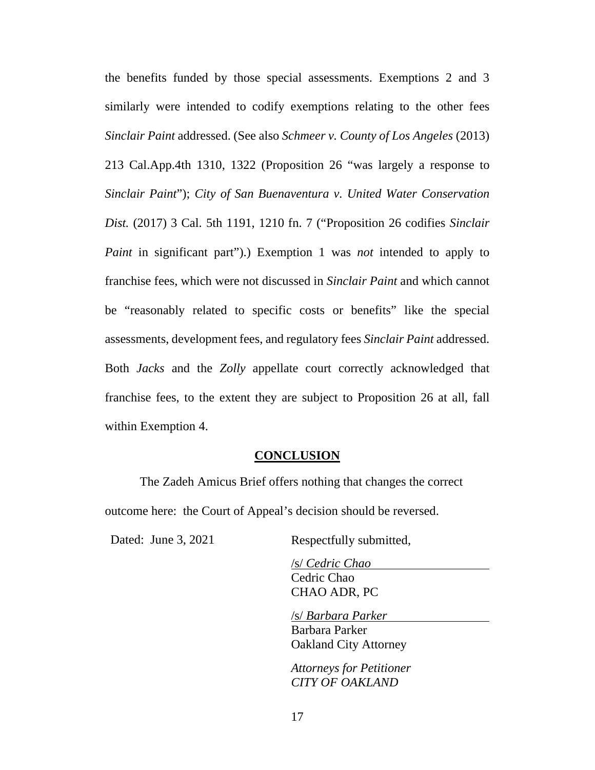the benefits funded by those special assessments. Exemptions 2 and 3 similarly were intended to codify exemptions relating to the other fees *Sinclair Paint* addressed. (See also *Schmeer v. County of Los Angeles* (2013) 213 Cal.App.4th 1310, 1322 (Proposition 26 "was largely a response to *Sinclair Paint*"); *City of San Buenaventura v. United Water Conservation Dist.* (2017) 3 Cal. 5th 1191, 1210 fn. 7 ("Proposition 26 codifies *Sinclair Paint* in significant part").) Exemption 1 was *not* intended to apply to franchise fees, which were not discussed in *Sinclair Paint* and which cannot be "reasonably related to specific costs or benefits" like the special assessments, development fees, and regulatory fees *Sinclair Paint* addressed. Both *Jacks* and the *Zolly* appellate court correctly acknowledged that franchise fees, to the extent they are subject to Proposition 26 at all, fall within Exemption 4.

## CONCLUSION

The Zadeh Amicus Brief offers nothing that changes the correct outcome here: the Court of Appeal's decision should be reversed.

Dated: June 3, 2021

Respectfully submitted,

/s/ *Cedric Chao*
Cedric Chao
CHAO ADR, PC

/s/ *Barbara Parker*
Barbara Parker
Oakland City Attorney

*Attorneys for Petitioner*
*CITY OF OAKLAND*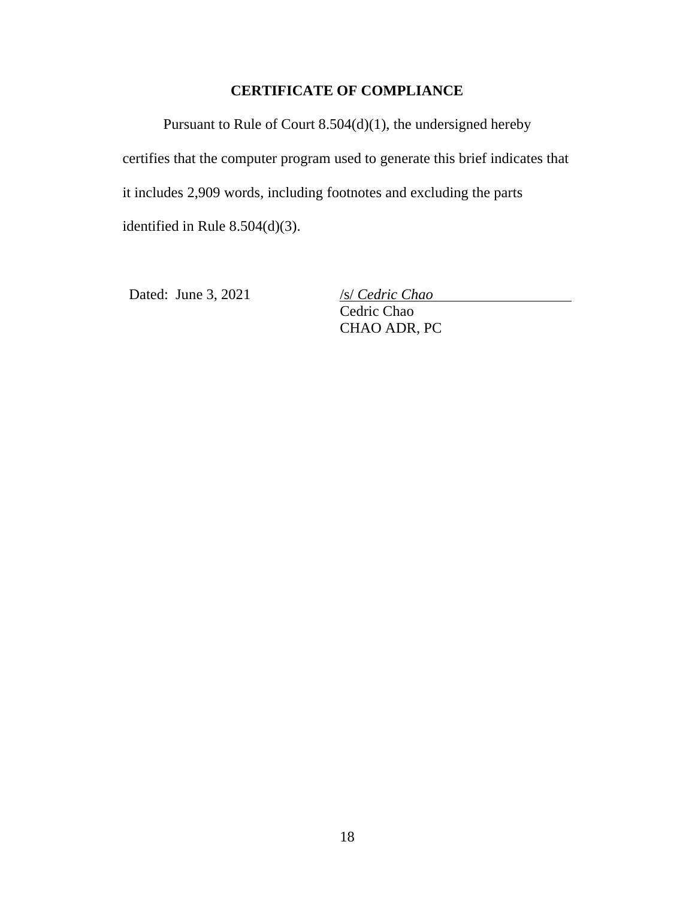# CERTIFICATE OF COMPLIANCE

Pursuant to Rule of Court 8.504(d)(1), the undersigned hereby certifies that the computer program used to generate this brief indicates that it includes 2,909 words, including footnotes and excluding the parts identified in Rule 8.504(d)(3).

Dated: June 3, 2021

/s/ *Cedric Chao*
Cedric Chao
CHAO ADR, PC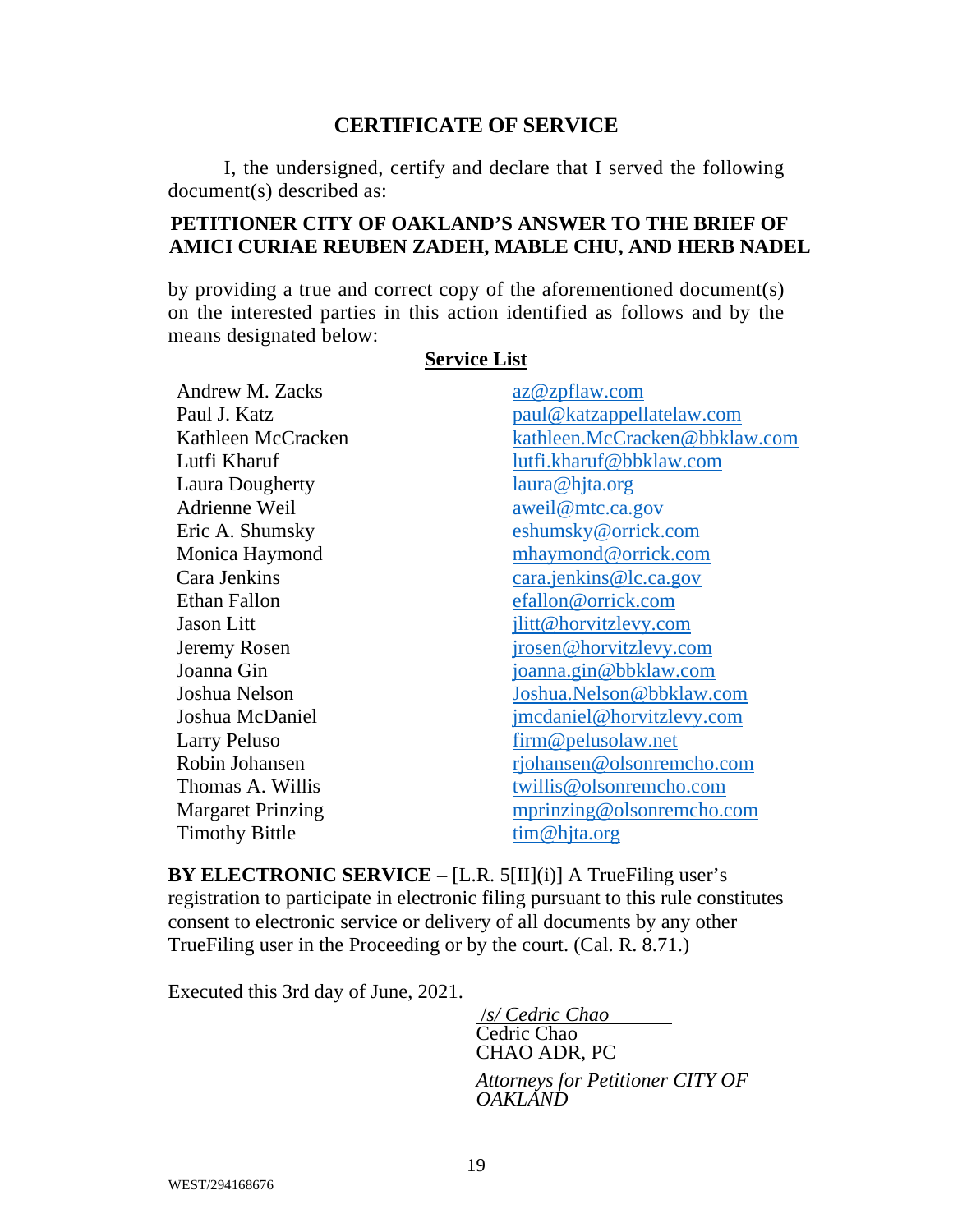## CERTIFICATE OF SERVICE

I, the undersigned, certify and declare that I served the following document(s) described as:

**PETITIONER CITY OF OAKLAND'S ANSWER TO THE BRIEF OF AMICI CURIAE REUBEN ZADEH, MABLE CHU, AND HERB NADEL**

by providing a true and correct copy of the aforementioned document(s) on the interested parties in this action identified as follows and by the means designated below:

**Service List**

| | |
|---|---|
| Andrew M. Zacks | az@zpflaw.com |
| Paul J. Katz | paul@katzappellatelaw.com |
| Kathleen McCracken | kathleen.McCracken@bbklaw.com |
| Lutfi Kharuf | lutfi.kharuf@bbklaw.com |
| Laura Dougherty | laura@hjta.org |
| Adrienne Weil | aweil@mtc.ca.gov |
| Eric A. Shumsky | eshumsky@orrick.com |
| Monica Haymond | mhaymond@orrick.com |
| Cara Jenkins | cara.jenkins@lc.ca.gov |
| Ethan Fallon | efallon@orrick.com |
| Jason Litt | jlitt@horvitzlevy.com |
| Jeremy Rosen | jrosen@horvitzlevy.com |
| Joanna Gin | joanna.gin@bbklaw.com |
| Joshua Nelson | Joshua.Nelson@bbklaw.com |
| Joshua McDaniel | jmcdaniel@horvitzlevy.com |
| Larry Peluso | firm@pelusolaw.net |
| Robin Johansen | rjohansen@olsonremcho.com |
| Thomas A. Willis | twillis@olsonremcho.com |
| Margaret Prinzing | mprinzing@olsonremcho.com |
| Timothy Bittle | tim@hjta.org |

**BY ELECTRONIC SERVICE** – [L.R. 5[II](i)] A TrueFiling user's registration to participate in electronic filing pursuant to this rule constitutes consent to electronic service or delivery of all documents by any other TrueFiling user in the Proceeding or by the court. (Cal. R. 8.71.)

Executed this 3rd day of June, 2021.

*/s/ Cedric Chao*
Cedric Chao
CHAO ADR, PC

*Attorneys for Petitioner CITY OF OAKLAND*

WEST/294168676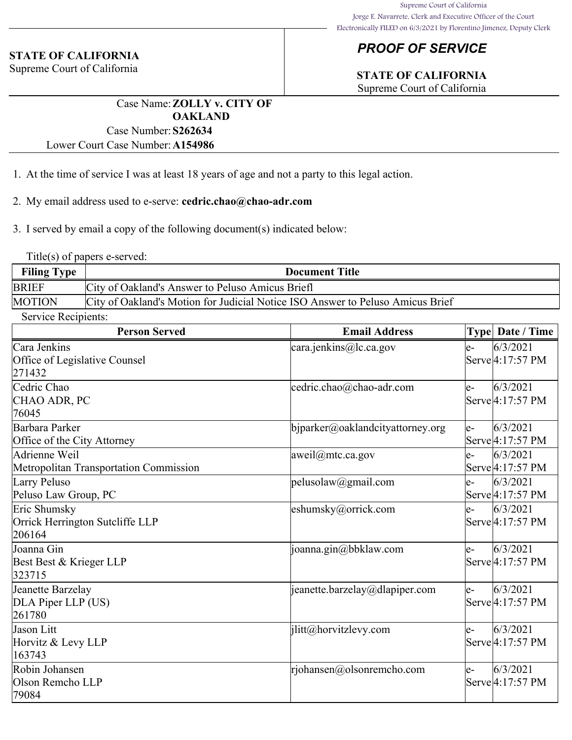Supreme Court of California
Jorge E. Navarrete, Clerk and Executive Officer of the Court
Electronically FILED on 6/3/2021 by Florentino Jimenez, Deputy Clerk

**STATE OF CALIFORNIA**
Supreme Court of California

## *PROOF OF SERVICE*

**STATE OF CALIFORNIA**
Supreme Court of California

Case Name: **ZOLLY v. CITY OF OAKLAND**
Case Number: **S262634**
Lower Court Case Number: **A154986**

1. At the time of service I was at least 18 years of age and not a party to this legal action.

2. My email address used to e-serve: **cedric.chao@chao-adr.com**

3. I served by email a copy of the following document(s) indicated below:

Title(s) of papers e-served:

| Filing Type | Document Title |
|---|---|
| BRIEF | City of Oakland's Answer to Peluso Amicus Briefl |
| MOTION | City of Oakland's Motion for Judicial Notice ISO Answer to Peluso Amicus Brief |

Service Recipients:

| Person Served | Email Address | Type | Date / Time |
|---|---|---|---|
| Cara Jenkins<br>Office of Legislative Counsel<br>271432 | cara.jenkins@lc.ca.gov | e-Serve | 6/3/2021 4:17:57 PM |
| Cedric Chao<br>CHAO ADR, PC<br>76045 | cedric.chao@chao-adr.com | e-Serve | 6/3/2021 4:17:57 PM |
| Barbara Parker<br>Office of the City Attorney | bjparker@oaklandcityattorney.org | e-Serve | 6/3/2021 4:17:57 PM |
| Adrienne Weil<br>Metropolitan Transportation Commission | aweil@mtc.ca.gov | e-Serve | 6/3/2021 4:17:57 PM |
| Larry Peluso<br>Peluso Law Group, PC | pelusolaw@gmail.com | e-Serve | 6/3/2021 4:17:57 PM |
| Eric Shumsky<br>Orrick Herrington Sutcliffe LLP<br>206164 | eshumsky@orrick.com | e-Serve | 6/3/2021 4:17:57 PM |
| Joanna Gin<br>Best Best & Krieger LLP<br>323715 | joanna.gin@bbklaw.com | e-Serve | 6/3/2021 4:17:57 PM |
| Jeanette Barzelay<br>DLA Piper LLP (US)<br>261780 | jeanette.barzelay@dlapiper.com | e-Serve | 6/3/2021 4:17:57 PM |
| Jason Litt<br>Horvitz & Levy LLP<br>163743 | jlitt@horvitzlevy.com | e-Serve | 6/3/2021 4:17:57 PM |
| Robin Johansen<br>Olson Remcho LLP<br>79084 | rjohansen@olsonremcho.com | e-Serve | 6/3/2021 4:17:57 PM |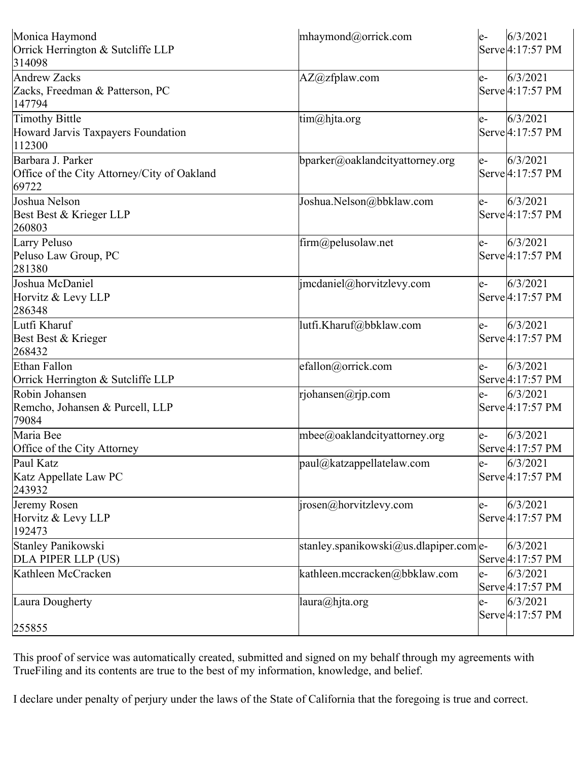| | | | |
|---|---|---|---|
| Monica Haymond<br>Orrick Herrington & Sutcliffe LLP<br>314098 | mhaymond@orrick.com | e-Serve | 6/3/2021 4:17:57 PM |
| Andrew Zacks<br>Zacks, Freedman & Patterson, PC<br>147794 | AZ@zfplaw.com | e-Serve | 6/3/2021 4:17:57 PM |
| Timothy Bittle<br>Howard Jarvis Taxpayers Foundation<br>112300 | tim@hjta.org | e-Serve | 6/3/2021 4:17:57 PM |
| Barbara J. Parker<br>Office of the City Attorney/City of Oakland<br>69722 | bparker@oaklandcityattorney.org | e-Serve | 6/3/2021 4:17:57 PM |
| Joshua Nelson<br>Best Best & Krieger LLP<br>260803 | Joshua.Nelson@bbklaw.com | e-Serve | 6/3/2021 4:17:57 PM |
| Larry Peluso<br>Peluso Law Group, PC<br>281380 | firm@pelusolaw.net | e-Serve | 6/3/2021 4:17:57 PM |
| Joshua McDaniel<br>Horvitz & Levy LLP<br>286348 | jmcdaniel@horvitzlevy.com | e-Serve | 6/3/2021 4:17:57 PM |
| Lutfi Kharuf<br>Best Best & Krieger<br>268432 | lutfi.Kharuf@bbklaw.com | e-Serve | 6/3/2021 4:17:57 PM |
| Ethan Fallon<br>Orrick Herrington & Sutcliffe LLP | efallon@orrick.com | e-Serve | 6/3/2021 4:17:57 PM |
| Robin Johansen<br>Remcho, Johansen & Purcell, LLP<br>79084 | rjohansen@rjp.com | e-Serve | 6/3/2021 4:17:57 PM |
| Maria Bee<br>Office of the City Attorney | mbee@oaklandcityattorney.org | e-Serve | 6/3/2021 4:17:57 PM |
| Paul Katz<br>Katz Appellate Law PC<br>243932 | paul@katzappellatelaw.com | e-Serve | 6/3/2021 4:17:57 PM |
| Jeremy Rosen<br>Horvitz & Levy LLP<br>192473 | jrosen@horvitzlevy.com | e-Serve | 6/3/2021 4:17:57 PM |
| Stanley Panikowski<br>DLA PIPER LLP (US) | stanley.spanikowski@us.dlapiper.com | e-Serve | 6/3/2021 4:17:57 PM |
| Kathleen McCracken | kathleen.mccracken@bbklaw.com | e-Serve | 6/3/2021 4:17:57 PM |
| Laura Dougherty<br><br>255855 | laura@hjta.org | e-Serve | 6/3/2021 4:17:57 PM |

This proof of service was automatically created, submitted and signed on my behalf through my agreements with TrueFiling and its contents are true to the best of my information, knowledge, and belief.

I declare under penalty of perjury under the laws of the State of California that the foregoing is true and correct.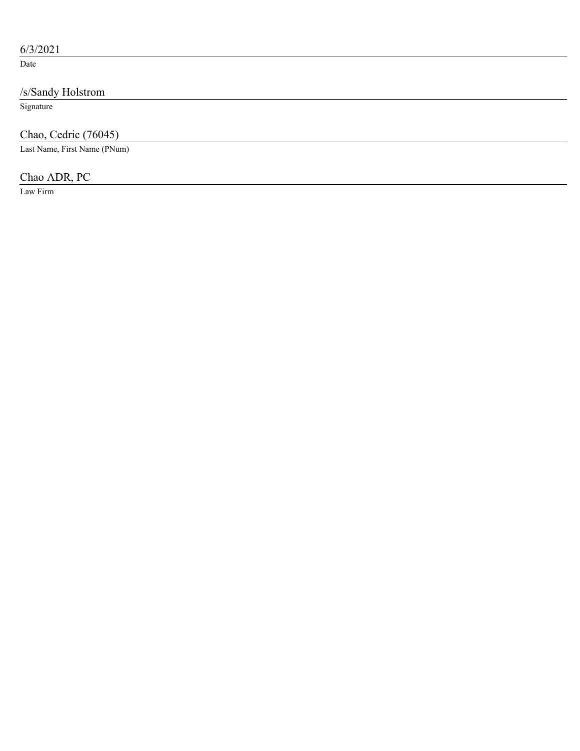6/3/2021

Date

/s/Sandy Holstrom

Signature

Chao, Cedric (76045)

Last Name, First Name (PNum)

Chao ADR, PC

Law Firm